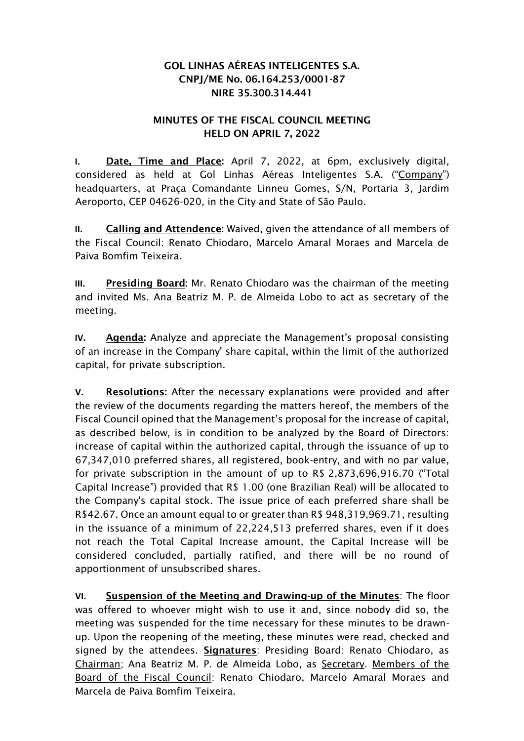**GOL LINHAS AÉREAS INTELIGENTES S.A.**
**CNPJ/ME No. 06.164.253/0001-87**
**NIRE 35.300.314.441**

**MINUTES OF THE FISCAL COUNCIL MEETING**
**HELD ON APRIL 7, 2022**

**I. <u>Date, Time and Place</u>:** April 7, 2022, at 6pm, exclusively digital, considered as held at Gol Linhas Aéreas Inteligentes S.A. ("<u>Company</u>") headquarters, at Praça Comandante Linneu Gomes, S/N, Portaria 3, Jardim Aeroporto, CEP 04626-020, in the City and State of São Paulo.

**II. <u>Calling and Attendence</u>:** Waived, given the attendance of all members of the Fiscal Council: Renato Chiodaro, Marcelo Amaral Moraes and Marcela de Paiva Bomfim Teixeira.

**III. <u>Presiding Board</u>:** Mr. Renato Chiodaro was the chairman of the meeting and invited Ms. Ana Beatriz M. P. de Almeida Lobo to act as secretary of the meeting.

**IV. <u>Agenda</u>:** Analyze and appreciate the Management's proposal consisting of an increase in the Company' share capital, within the limit of the authorized capital, for private subscription.

**V. <u>Resolutions</u>:** After the necessary explanations were provided and after the review of the documents regarding the matters hereof, the members of the Fiscal Council opined that the Management's proposal for the increase of capital, as described below, is in condition to be analyzed by the Board of Directors: increase of capital within the authorized capital, through the issuance of up to 67,347,010 preferred shares, all registered, book-entry, and with no par value, for private subscription in the amount of up to R$ 2,873,696,916.70 ("Total Capital Increase") provided that R$ 1.00 (one Brazilian Real) will be allocated to the Company's capital stock. The issue price of each preferred share shall be R$42.67. Once an amount equal to or greater than R$ 948,319,969.71, resulting in the issuance of a minimum of 22,224,513 preferred shares, even if it does not reach the Total Capital Increase amount, the Capital Increase will be considered concluded, partially ratified, and there will be no round of apportionment of unsubscribed shares.

**VI. <u>Suspension of the Meeting and Drawing-up of the Minutes</u>**: The floor was offered to whoever might wish to use it and, since nobody did so, the meeting was suspended for the time necessary for these minutes to be drawn-up. Upon the reopening of the meeting, these minutes were read, checked and signed by the attendees. **<u>Signatures</u>**: Presiding Board: Renato Chiodaro, as <u>Chairman</u>; Ana Beatriz M. P. de Almeida Lobo, as <u>Secretary</u>. <u>Members of the Board of the Fiscal Council</u>: Renato Chiodaro, Marcelo Amaral Moraes and Marcela de Paiva Bomfim Teixeira.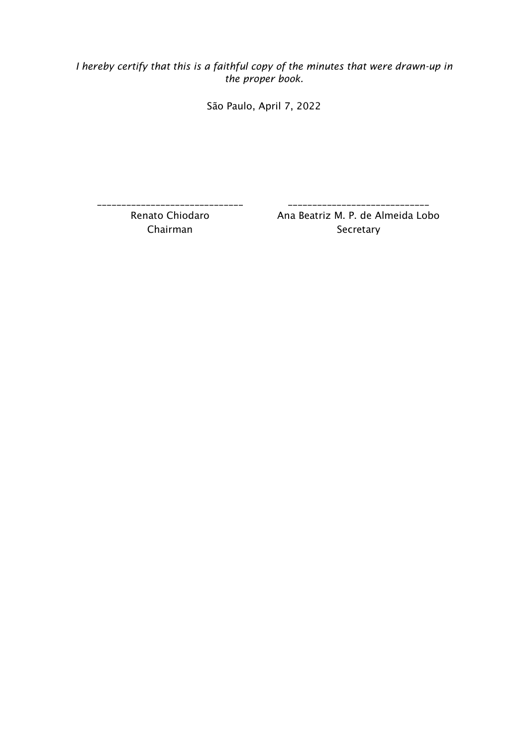*I hereby certify that this is a faithful copy of the minutes that were drawn-up in the proper book.*

São Paulo, April 7, 2022

| | |
|---|---|
| ______________________________ | _____________________________ |
| Renato Chiodaro | Ana Beatriz M. P. de Almeida Lobo |
| Chairman | Secretary |